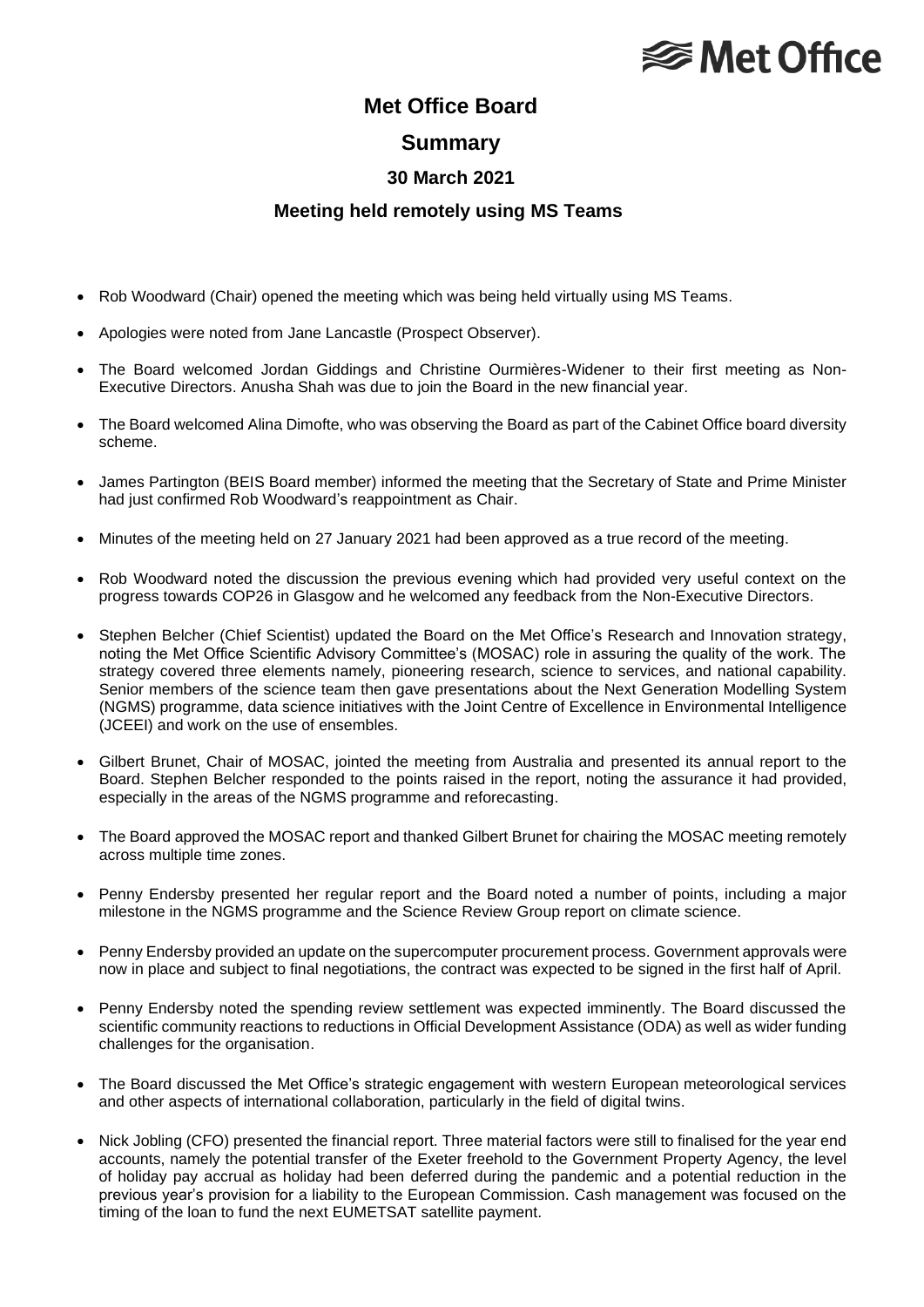# Met Office Board

## Summary

### 30 March 2021

### Meeting held remotely using MS Teams

- Rob Woodward (Chair) opened the meeting which was being held virtually using MS Teams.
- Apologies were noted from Jane Lancastle (Prospect Observer).
- The Board welcomed Jordan Giddings and Christine Ourmières-Widener to their first meeting as Non-Executive Directors. Anusha Shah was due to join the Board in the new financial year.
- The Board welcomed Alina Dimofte, who was observing the Board as part of the Cabinet Office board diversity scheme.
- James Partington (BEIS Board member) informed the meeting that the Secretary of State and Prime Minister had just confirmed Rob Woodward's reappointment as Chair.
- Minutes of the meeting held on 27 January 2021 had been approved as a true record of the meeting.
- Rob Woodward noted the discussion the previous evening which had provided very useful context on the progress towards COP26 in Glasgow and he welcomed any feedback from the Non-Executive Directors.
- Stephen Belcher (Chief Scientist) updated the Board on the Met Office's Research and Innovation strategy, noting the Met Office Scientific Advisory Committee's (MOSAC) role in assuring the quality of the work. The strategy covered three elements namely, pioneering research, science to services, and national capability. Senior members of the science team then gave presentations about the Next Generation Modelling System (NGMS) programme, data science initiatives with the Joint Centre of Excellence in Environmental Intelligence (JCEEI) and work on the use of ensembles.
- Gilbert Brunet, Chair of MOSAC, jointed the meeting from Australia and presented its annual report to the Board. Stephen Belcher responded to the points raised in the report, noting the assurance it had provided, especially in the areas of the NGMS programme and reforecasting.
- The Board approved the MOSAC report and thanked Gilbert Brunet for chairing the MOSAC meeting remotely across multiple time zones.
- Penny Endersby presented her regular report and the Board noted a number of points, including a major milestone in the NGMS programme and the Science Review Group report on climate science.
- Penny Endersby provided an update on the supercomputer procurement process. Government approvals were now in place and subject to final negotiations, the contract was expected to be signed in the first half of April.
- Penny Endersby noted the spending review settlement was expected imminently. The Board discussed the scientific community reactions to reductions in Official Development Assistance (ODA) as well as wider funding challenges for the organisation.
- The Board discussed the Met Office's strategic engagement with western European meteorological services and other aspects of international collaboration, particularly in the field of digital twins.
- Nick Jobling (CFO) presented the financial report. Three material factors were still to finalised for the year end accounts, namely the potential transfer of the Exeter freehold to the Government Property Agency, the level of holiday pay accrual as holiday had been deferred during the pandemic and a potential reduction in the previous year's provision for a liability to the European Commission. Cash management was focused on the timing of the loan to fund the next EUMETSAT satellite payment.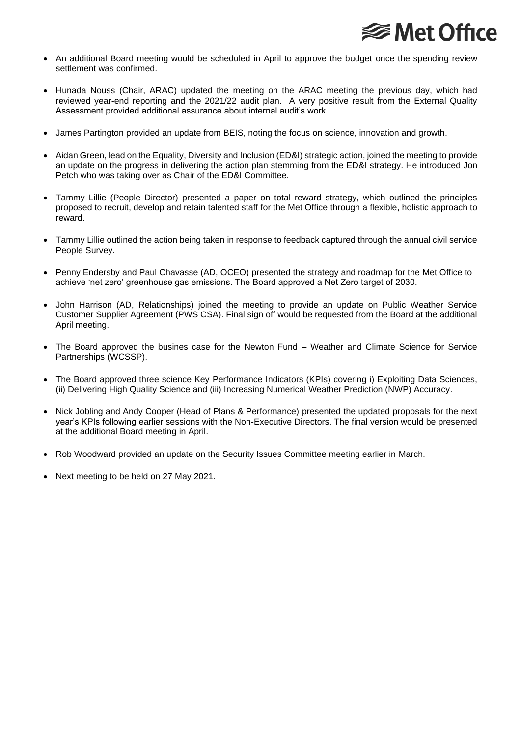- An additional Board meeting would be scheduled in April to approve the budget once the spending review settlement was confirmed.

- Hunada Nouss (Chair, ARAC) updated the meeting on the ARAC meeting the previous day, which had reviewed year-end reporting and the 2021/22 audit plan. A very positive result from the External Quality Assessment provided additional assurance about internal audit's work.

- James Partington provided an update from BEIS, noting the focus on science, innovation and growth.

- Aidan Green, lead on the Equality, Diversity and Inclusion (ED&I) strategic action, joined the meeting to provide an update on the progress in delivering the action plan stemming from the ED&I strategy. He introduced Jon Petch who was taking over as Chair of the ED&I Committee.

- Tammy Lillie (People Director) presented a paper on total reward strategy, which outlined the principles proposed to recruit, develop and retain talented staff for the Met Office through a flexible, holistic approach to reward.

- Tammy Lillie outlined the action being taken in response to feedback captured through the annual civil service People Survey.

- Penny Endersby and Paul Chavasse (AD, OCEO) presented the strategy and roadmap for the Met Office to achieve 'net zero' greenhouse gas emissions. The Board approved a Net Zero target of 2030.

- John Harrison (AD, Relationships) joined the meeting to provide an update on Public Weather Service Customer Supplier Agreement (PWS CSA). Final sign off would be requested from the Board at the additional April meeting.

- The Board approved the busines case for the Newton Fund – Weather and Climate Science for Service Partnerships (WCSSP).

- The Board approved three science Key Performance Indicators (KPIs) covering i) Exploiting Data Sciences, (ii) Delivering High Quality Science and (iii) Increasing Numerical Weather Prediction (NWP) Accuracy.

- Nick Jobling and Andy Cooper (Head of Plans & Performance) presented the updated proposals for the next year's KPIs following earlier sessions with the Non-Executive Directors. The final version would be presented at the additional Board meeting in April.

- Rob Woodward provided an update on the Security Issues Committee meeting earlier in March.

- Next meeting to be held on 27 May 2021.